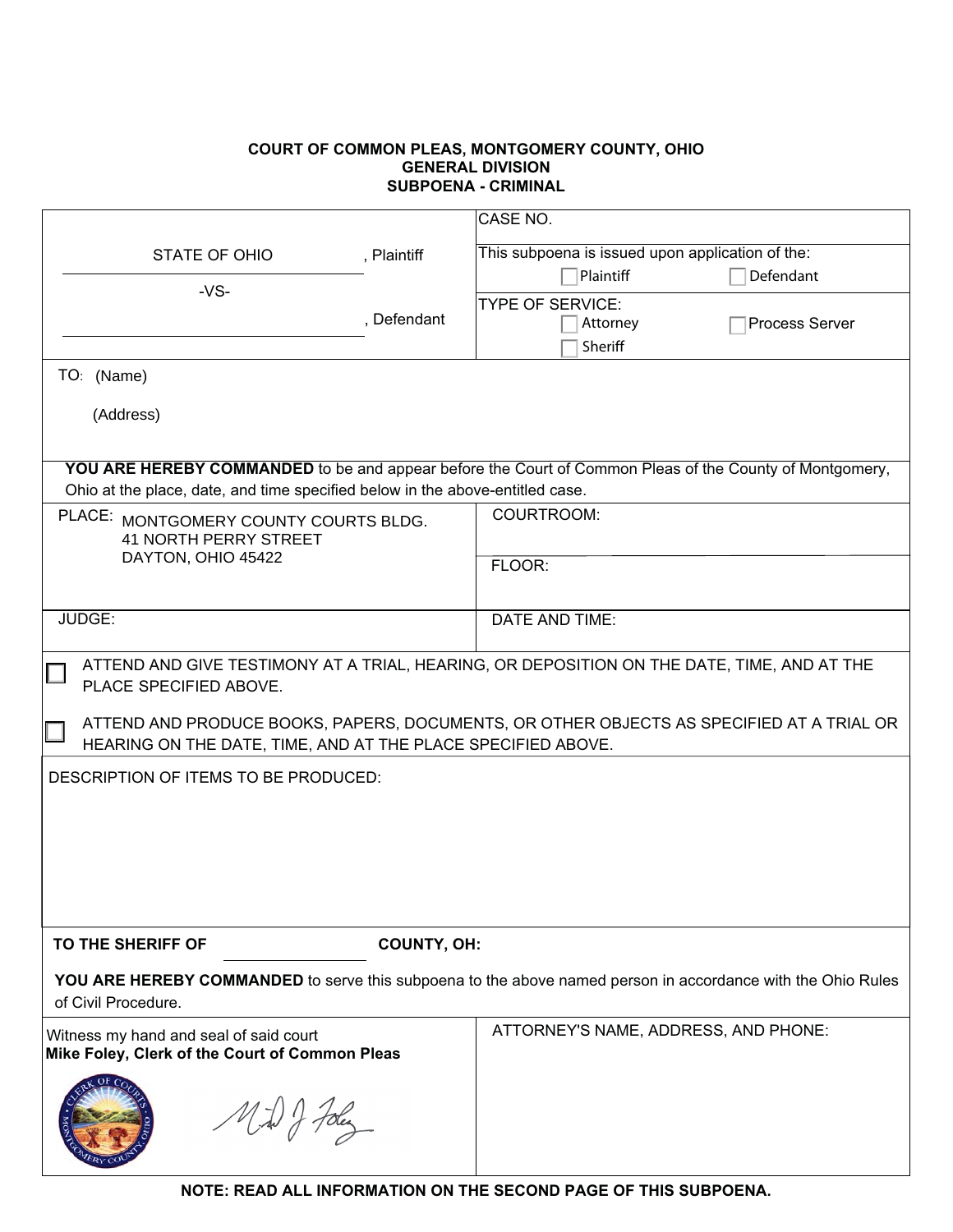**COURT OF COMMON PLEAS, MONTGOMERY COUNTY, OHIO**
**GENERAL DIVISION**
**SUBPOENA - CRIMINAL**

| | |
|---|---|
| STATE OF OHIO , Plaintiff<br><br>-VS-<br><br>, Defendant | CASE NO.<br><br>This subpoena is issued upon application of the:<br>☐ Plaintiff ☐ Defendant<br><br>TYPE OF SERVICE:<br>☐ Attorney ☐ Process Server<br>☐ Sheriff |

TO: (Name)

(Address)

**YOU ARE HEREBY COMMANDED** to be and appear before the Court of Common Pleas of the County of Montgomery, Ohio at the place, date, and time specified below in the above-entitled case.

| | |
|---|---|
| PLACE: MONTGOMERY COUNTY COURTS BLDG.<br>41 NORTH PERRY STREET<br>DAYTON, OHIO 45422 | COURTROOM:<br><br>FLOOR: |
| JUDGE: | DATE AND TIME: |

☐ ATTEND AND GIVE TESTIMONY AT A TRIAL, HEARING, OR DEPOSITION ON THE DATE, TIME, AND AT THE PLACE SPECIFIED ABOVE.

☐ ATTEND AND PRODUCE BOOKS, PAPERS, DOCUMENTS, OR OTHER OBJECTS AS SPECIFIED AT A TRIAL OR HEARING ON THE DATE, TIME, AND AT THE PLACE SPECIFIED ABOVE.

DESCRIPTION OF ITEMS TO BE PRODUCED:

**TO THE SHERIFF OF ____________ COUNTY, OH:**

**YOU ARE HEREBY COMMANDED** to serve this subpoena to the above named person in accordance with the Ohio Rules of Civil Procedure.

| | |
|---|---|
| Witness my hand and seal of said court<br>**Mike Foley, Clerk of the Court of Common Pleas** | ATTORNEY'S NAME, ADDRESS, AND PHONE: |

**NOTE: READ ALL INFORMATION ON THE SECOND PAGE OF THIS SUBPOENA.**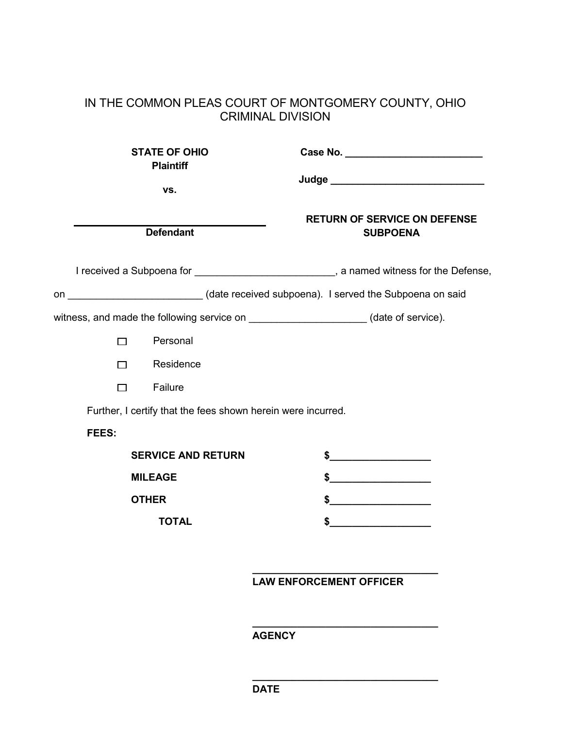# IN THE COMMON PLEAS COURT OF MONTGOMERY COUNTY, OHIO
## CRIMINAL DIVISION

**STATE OF OHIO**
**Plaintiff**

**vs.**

______________________________
**Defendant**

**Case No.** ________________________

**Judge** ___________________________

**RETURN OF SERVICE ON DEFENSE SUBPOENA**

I received a Subpoena for ________________________, a named witness for the Defense, on ________________________ (date received subpoena). I served the Subpoena on said witness, and made the following service on ____________________ (date of service).

- ☐ Personal
- ☐ Residence
- ☐ Failure

Further, I certify that the fees shown herein were incurred.

**FEES:**

| | |
|---|---|
| **SERVICE AND RETURN** | $_________________ |
| **MILEAGE** | $_________________ |
| **OTHER** | $_________________ |
| **TOTAL** | $_________________ |

______________________________
**LAW ENFORCEMENT OFFICER**

______________________________
**AGENCY**

______________________________
**DATE**